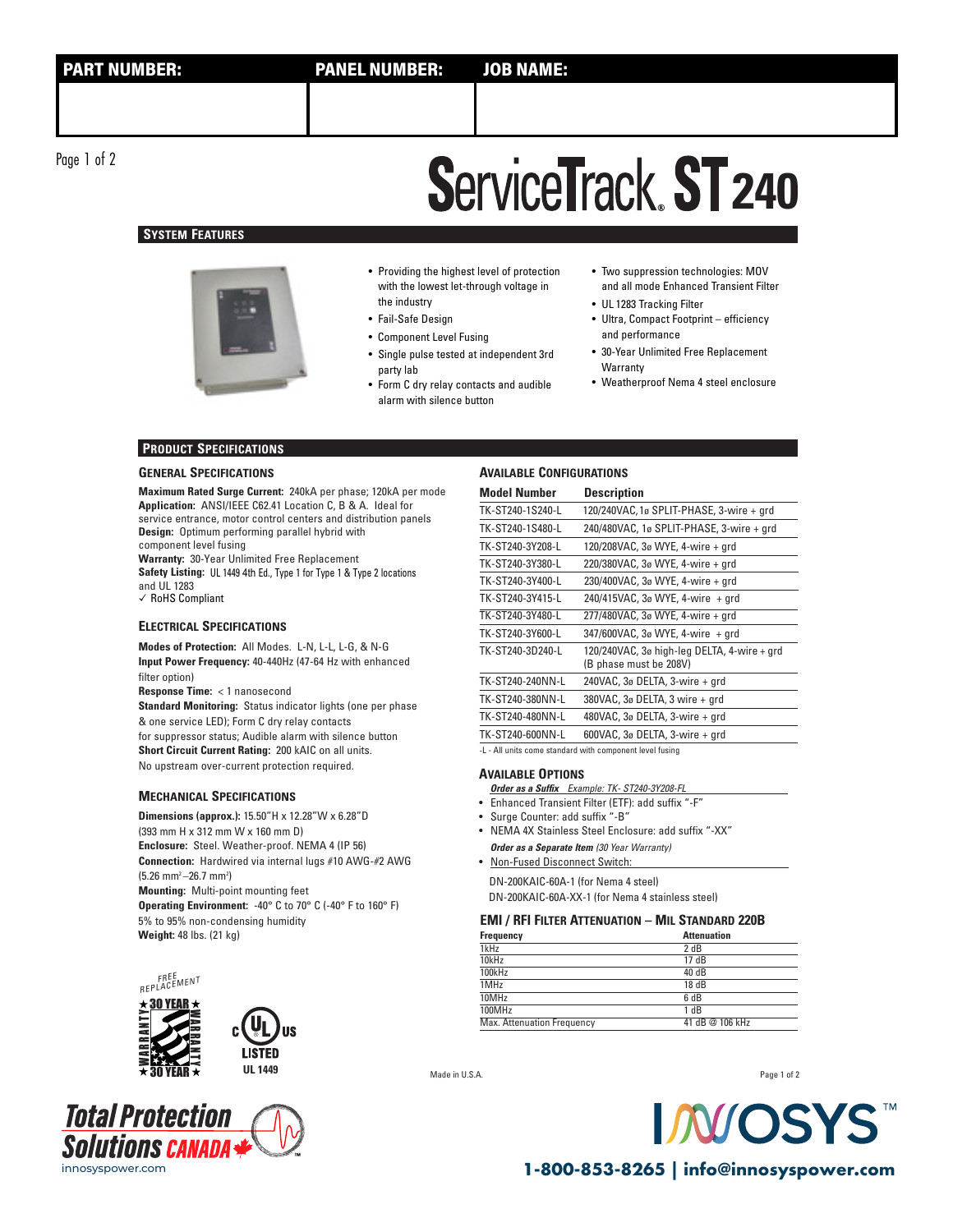| PART NUMBER: | PANEL NUMBER: | JOB NAME: |
| --- | --- | --- |
| | | |

# ServiceTrack® ST240

## System Features

- Providing the highest level of protection with the lowest let-through voltage in the industry
- Fail-Safe Design
- Component Level Fusing
- Single pulse tested at independent 3rd party lab
- Form C dry relay contacts and audible alarm with silence button
- Two suppression technologies: MOV and all mode Enhanced Transient Filter
- UL 1283 Tracking Filter
- Ultra, Compact Footprint – efficiency and performance
- 30-Year Unlimited Free Replacement Warranty
- Weatherproof Nema 4 steel enclosure

## Product Specifications

### General Specifications

**Maximum Rated Surge Current:** 240kA per phase; 120kA per mode
**Application:** ANSI/IEEE C62.41 Location C, B & A. Ideal for service entrance, motor control centers and distribution panels
**Design:** Optimum performing parallel hybrid with component level fusing
**Warranty:** 30-Year Unlimited Free Replacement
**Safety Listing:** UL 1449 4th Ed., Type 1 for Type 1 & Type 2 locations and UL 1283
✓ RoHS Compliant

### Electrical Specifications

**Modes of Protection:** All Modes. L-N, L-L, L-G, & N-G
**Input Power Frequency:** 40-440Hz (47-64 Hz with enhanced filter option)
**Response Time:** < 1 nanosecond
**Standard Monitoring:** Status indicator lights (one per phase & one service LED); Form C dry relay contacts for suppressor status; Audible alarm with silence button
**Short Circuit Current Rating:** 200 kAIC on all units. No upstream over-current protection required.

### Mechanical Specifications

**Dimensions (approx.):** 15.50"H x 12.28"W x 6.28"D (393 mm H x 312 mm W x 160 mm D)
**Enclosure:** Steel. Weather-proof. NEMA 4 (IP 56)
**Connection:** Hardwired via internal lugs #10 AWG-#2 AWG (5.26 mm²–26.7 mm²)
**Mounting:** Multi-point mounting feet
**Operating Environment:** -40° C to 70° C (-40° F to 160° F) 5% to 95% non-condensing humidity
**Weight:** 48 lbs. (21 kg)

FREE REPLACEMENT ★ 30 YEAR ★ WARRANTY

c UL us LISTED UL 1449

### Available Configurations

| Model Number | Description |
| --- | --- |
| TK-ST240-1S240-L | 120/240VAC, 1ø SPLIT-PHASE, 3-wire + grd |
| TK-ST240-1S480-L | 240/480VAC, 1ø SPLIT-PHASE, 3-wire + grd |
| TK-ST240-3Y208-L | 120/208VAC, 3ø WYE, 4-wire + grd |
| TK-ST240-3Y380-L | 220/380VAC, 3ø WYE, 4-wire + grd |
| TK-ST240-3Y400-L | 230/400VAC, 3ø WYE, 4-wire + grd |
| TK-ST240-3Y415-L | 240/415VAC, 3ø WYE, 4-wire + grd |
| TK-ST240-3Y480-L | 277/480VAC, 3ø WYE, 4-wire + grd |
| TK-ST240-3Y600-L | 347/600VAC, 3ø WYE, 4-wire + grd |
| TK-ST240-3D240-L | 120/240VAC, 3ø high-leg DELTA, 4-wire + grd (B phase must be 208V) |
| TK-ST240-240NN-L | 240VAC, 3ø DELTA, 3-wire + grd |
| TK-ST240-380NN-L | 380VAC, 3ø DELTA, 3 wire + grd |
| TK-ST240-480NN-L | 480VAC, 3ø DELTA, 3-wire + grd |
| TK-ST240-600NN-L | 600VAC, 3ø DELTA, 3-wire + grd |

-L - All units come standard with component level fusing

### Available Options

***Order as a Suffix*** *Example: TK- ST240-3Y208-FL*

- Enhanced Transient Filter (ETF): add suffix "-F"
- Surge Counter: add suffix "-B"
- NEMA 4X Stainless Steel Enclosure: add suffix "-XX"

***Order as a Separate Item*** *(30 Year Warranty)*

- Non-Fused Disconnect Switch:

DN-200KAIC-60A-1 (for Nema 4 steel)
DN-200KAIC-60A-XX-1 (for Nema 4 stainless steel)

### EMI / RFI Filter Attenuation – Mil Standard 220B

| Frequency | Attenuation |
| --- | --- |
| 1kHz | 2 dB |
| 10kHz | 17 dB |
| 100kHz | 40 dB |
| 1MHz | 18 dB |
| 10MHz | 6 dB |
| 100MHz | 1 dB |
| Max. Attenuation Frequency | 41 dB @ 106 kHz |

Made in U.S.A.

Total Protection Solutions CANADA
innosyspower.com

INNOSYS™
1-800-853-8265 | info@innosyspower.com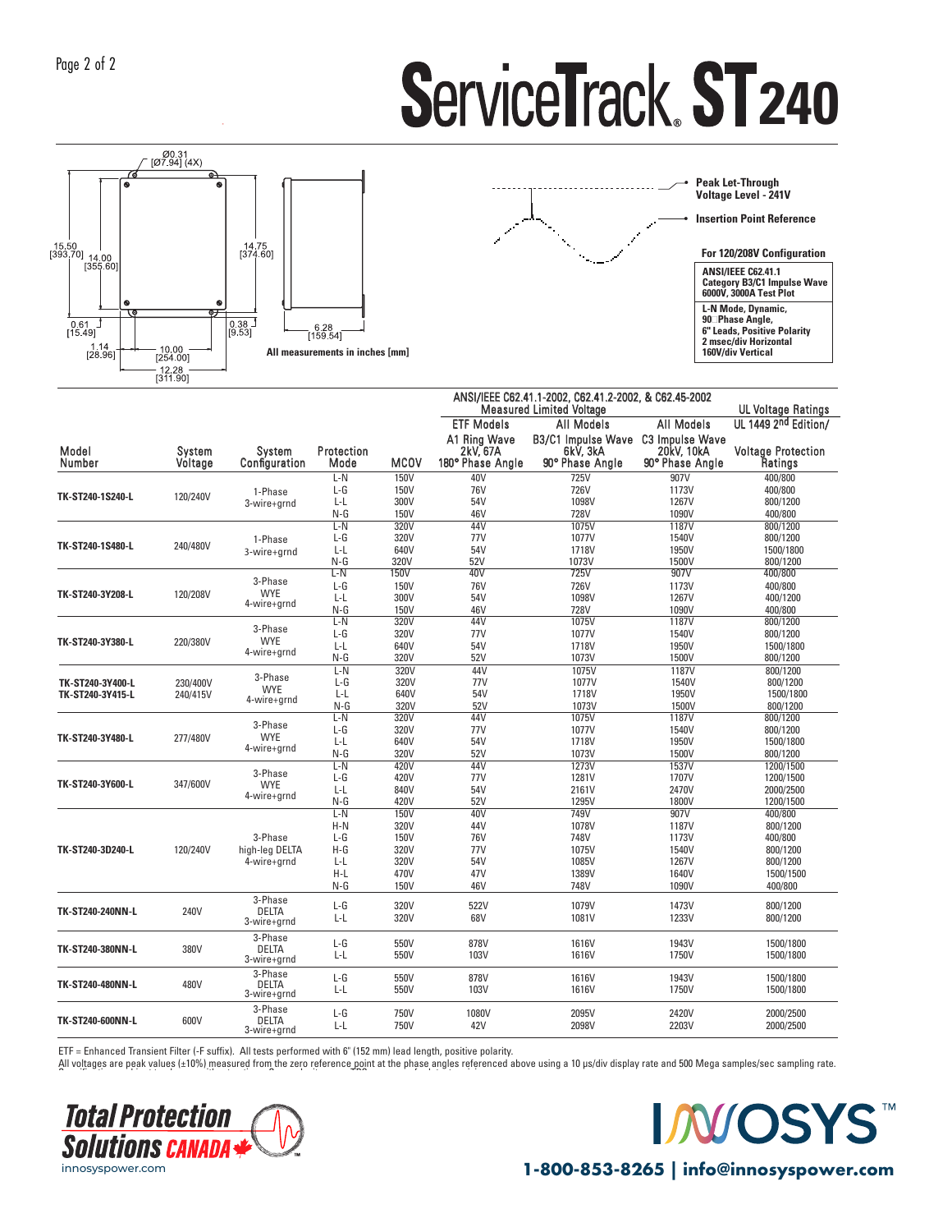# ServiceTrack® ST240

Ø0.31
[Ø7.94] (4X)

15.50
[393.70]

14.00
[355.60]

14.75
[374.60]

0.61
[15.49]

0.38
[9.53]

1.14
[28.96]

10.00
[254.00]

12.28
[311.90]

6.28
[159.54]

All measurements in inches [mm]

Peak Let-Through Voltage Level - 241V

Insertion Point Reference

**For 120/208V Configuration**

**ANSI/IEEE C62.41.1**
**Category B3/C1 Impulse Wave**
**6000V, 3000A Test Plot**

**L-N Mode, Dynamic,**
**90 Phase Angle,**
**6" Leads, Positive Polarity**
**2 msec/div Horizontal**
**160V/div Vertical**

| Model Number | System Voltage | System Configuration | Protection Mode | MCOV | ANSI/IEEE C62.41.1-2002, C62.41.2-2002, & C62.45-2002 Measured Limited Voltage — ETF Models: A1 Ring Wave 2kV, 67A 180° Phase Angle | All Models: B3/C1 Impulse Wave 6kV, 3kA 90° Phase Angle | All Models: C3 Impulse Wave 20kV, 10kA 90° Phase Angle | UL Voltage Ratings UL 1449 2nd Edition/ Voltage Protection Ratings |
|---|---|---|---|---|---|---|---|---|
| **TK-ST240-1S240-L** | 120/240V | 1-Phase 3-wire+grnd | L-N | 150V | 40V | 725V | 907V | 400/800 |
| | | | L-G | 150V | 76V | 726V | 1173V | 400/800 |
| | | | L-L | 300V | 54V | 1098V | 1267V | 800/1200 |
| | | | N-G | 150V | 46V | 728V | 1090V | 400/800 |
| **TK-ST240-1S480-L** | 240/480V | 1-Phase 3-wire+grnd | L-N | 320V | 44V | 1075V | 1187V | 800/1200 |
| | | | L-G | 320V | 77V | 1077V | 1540V | 800/1200 |
| | | | L-L | 640V | 54V | 1718V | 1950V | 1500/1800 |
| | | | N-G | 320V | 52V | 1073V | 1500V | 800/1200 |
| **TK-ST240-3Y208-L** | 120/208V | 3-Phase WYE 4-wire+grnd | L-N | 150V | 40V | 725V | 907V | 400/800 |
| | | | L-G | 150V | 76V | 726V | 1173V | 400/800 |
| | | | L-L | 300V | 54V | 1098V | 1267V | 400/1200 |
| | | | N-G | 150V | 46V | 728V | 1090V | 400/800 |
| **TK-ST240-3Y380-L** | 220/380V | 3-Phase WYE 4-wire+grnd | L-N | 320V | 44V | 1075V | 1187V | 800/1200 |
| | | | L-G | 320V | 77V | 1077V | 1540V | 800/1200 |
| | | | L-L | 640V | 54V | 1718V | 1950V | 1500/1800 |
| | | | N-G | 320V | 52V | 1073V | 1500V | 800/1200 |
| **TK-ST240-3Y400-L** **TK-ST240-3Y415-L** | 230/400V 240/415V | 3-Phase WYE 4-wire+grnd | L-N | 320V | 44V | 1075V | 1187V | 800/1200 |
| | | | L-G | 320V | 77V | 1077V | 1540V | 800/1200 |
| | | | L-L | 640V | 54V | 1718V | 1950V | 1500/1800 |
| | | | N-G | 320V | 52V | 1073V | 1500V | 800/1200 |
| **TK-ST240-3Y480-L** | 277/480V | 3-Phase WYE 4-wire+grnd | L-N | 320V | 44V | 1075V | 1187V | 800/1200 |
| | | | L-G | 320V | 77V | 1077V | 1540V | 800/1200 |
| | | | L-L | 640V | 54V | 1718V | 1950V | 1500/1800 |
| | | | N-G | 320V | 52V | 1073V | 1500V | 800/1200 |
| **TK-ST240-3Y600-L** | 347/600V | 3-Phase WYE 4-wire+grnd | L-N | 420V | 44V | 1273V | 1537V | 1200/1500 |
| | | | L-G | 420V | 77V | 1281V | 1707V | 1200/1500 |
| | | | L-L | 840V | 54V | 2161V | 2470V | 2000/2500 |
| | | | N-G | 420V | 52V | 1295V | 1800V | 1200/1500 |
| **TK-ST240-3D240-L** | 120/240V | 3-Phase high-leg DELTA 4-wire+grnd | L-N | 150V | 40V | 749V | 907V | 400/800 |
| | | | H-N | 320V | 44V | 1078V | 1187V | 800/1200 |
| | | | L-G | 150V | 76V | 748V | 1173V | 400/800 |
| | | | H-G | 320V | 77V | 1075V | 1540V | 800/1200 |
| | | | L-L | 320V | 54V | 1085V | 1267V | 800/1200 |
| | | | H-L | 470V | 47V | 1389V | 1640V | 1500/1500 |
| | | | N-G | 150V | 46V | 748V | 1090V | 400/800 |
| **TK-ST240-240NN-L** | 240V | 3-Phase DELTA 3-wire+grnd | L-G | 320V | 522V | 1079V | 1473V | 800/1200 |
| | | | L-L | 320V | 68V | 1081V | 1233V | 800/1200 |
| **TK-ST240-380NN-L** | 380V | 3-Phase DELTA 3-wire+grnd | L-G | 550V | 878V | 1616V | 1943V | 1500/1800 |
| | | | L-L | 550V | 103V | 1616V | 1750V | 1500/1800 |
| **TK-ST240-480NN-L** | 480V | 3-Phase DELTA 3-wire+grnd | L-G | 550V | 878V | 1616V | 1943V | 1500/1800 |
| | | | L-L | 550V | 103V | 1616V | 1750V | 1500/1800 |
| **TK-ST240-600NN-L** | 600V | 3-Phase DELTA 3-wire+grnd | L-G | 750V | 1080V | 2095V | 2420V | 2000/2500 |
| | | | L-L | 750V | 42V | 2098V | 2203V | 2000/2500 |

ETF = Enhanced Transient Filter (-F suffix). All tests performed with 6" (152 mm) lead length, positive polarity.
All voltages are peak values (±10%) measured from the zero reference point at the phase angles referenced above using a 10 µs/div display rate and 500 Mega samples/sec sampling rate.

**Total Protection Solutions CANADA**
innosyspower.com

**INNOSYS™**
**1-800-853-8265 | info@innosyspower.com**